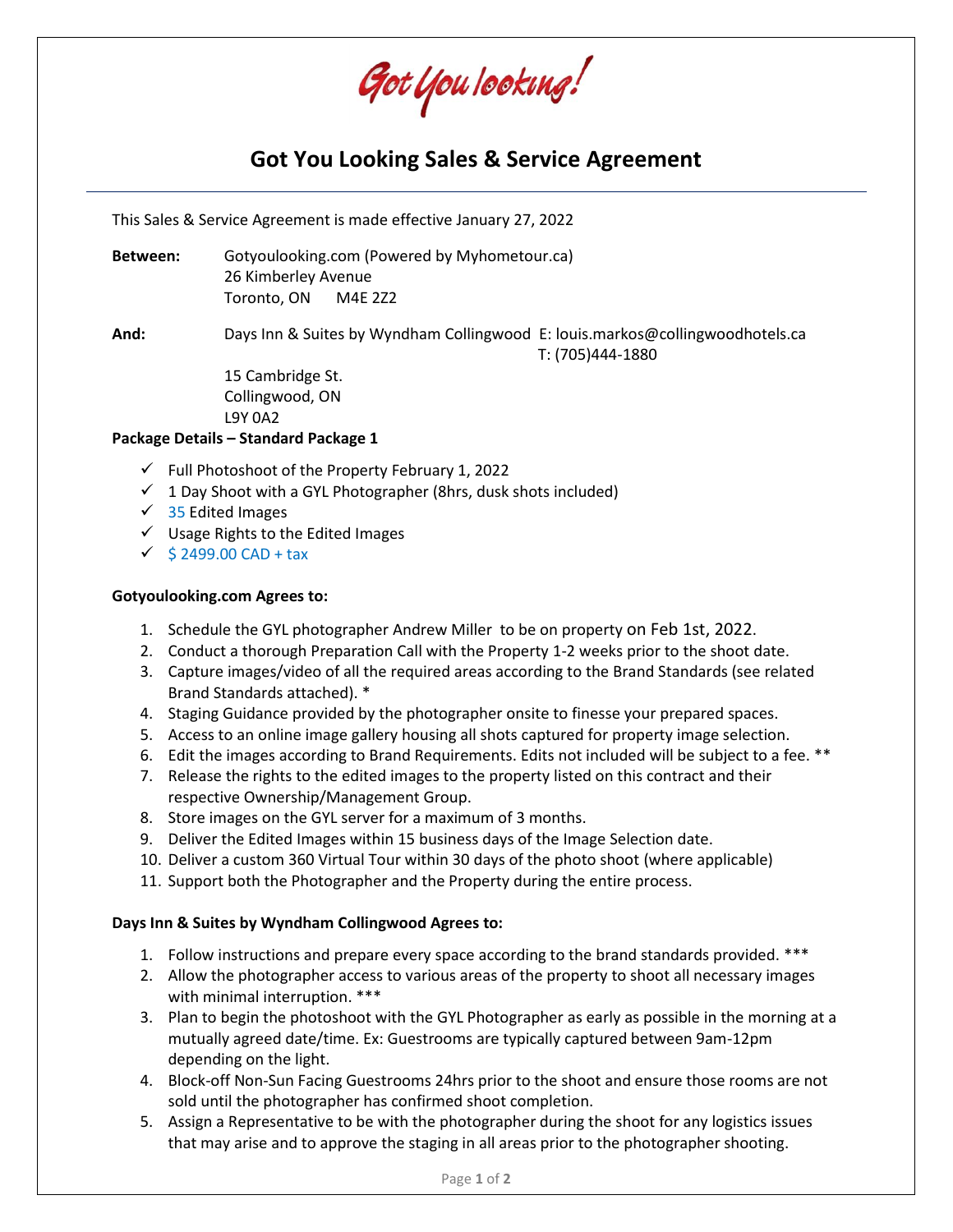# Got You looking!

## Got You Looking Sales & Service Agreement

This Sales & Service Agreement is made effective January 27, 2022

**Between:** Gotyoulooking.com (Powered by Myhometour.ca)
26 Kimberley Avenue
Toronto, ON M4E 2Z2

**And:** Days Inn & Suites by Wyndham Collingwood E: louis.markos@collingwoodhotels.ca
T: (705)444-1880
15 Cambridge St.
Collingwood, ON
L9Y 0A2

**Package Details – Standard Package 1**

- ✓ Full Photoshoot of the Property February 1, 2022
- ✓ 1 Day Shoot with a GYL Photographer (8hrs, dusk shots included)
- ✓ 35 Edited Images
- ✓ Usage Rights to the Edited Images
- ✓ $ 2499.00 CAD + tax

**Gotyoulooking.com Agrees to:**

1. Schedule the GYL photographer Andrew Miller to be on property on Feb 1st, 2022.
2. Conduct a thorough Preparation Call with the Property 1-2 weeks prior to the shoot date.
3. Capture images/video of all the required areas according to the Brand Standards (see related Brand Standards attached). *
4. Staging Guidance provided by the photographer onsite to finesse your prepared spaces.
5. Access to an online image gallery housing all shots captured for property image selection.
6. Edit the images according to Brand Requirements. Edits not included will be subject to a fee. **
7. Release the rights to the edited images to the property listed on this contract and their respective Ownership/Management Group.
8. Store images on the GYL server for a maximum of 3 months.
9. Deliver the Edited Images within 15 business days of the Image Selection date.
10. Deliver a custom 360 Virtual Tour within 30 days of the photo shoot (where applicable)
11. Support both the Photographer and the Property during the entire process.

**Days Inn & Suites by Wyndham Collingwood Agrees to:**

1. Follow instructions and prepare every space according to the brand standards provided. ***
2. Allow the photographer access to various areas of the property to shoot all necessary images with minimal interruption. ***
3. Plan to begin the photoshoot with the GYL Photographer as early as possible in the morning at a mutually agreed date/time. Ex: Guestrooms are typically captured between 9am-12pm depending on the light.
4. Block-off Non-Sun Facing Guestrooms 24hrs prior to the shoot and ensure those rooms are not sold until the photographer has confirmed shoot completion.
5. Assign a Representative to be with the photographer during the shoot for any logistics issues that may arise and to approve the staging in all areas prior to the photographer shooting.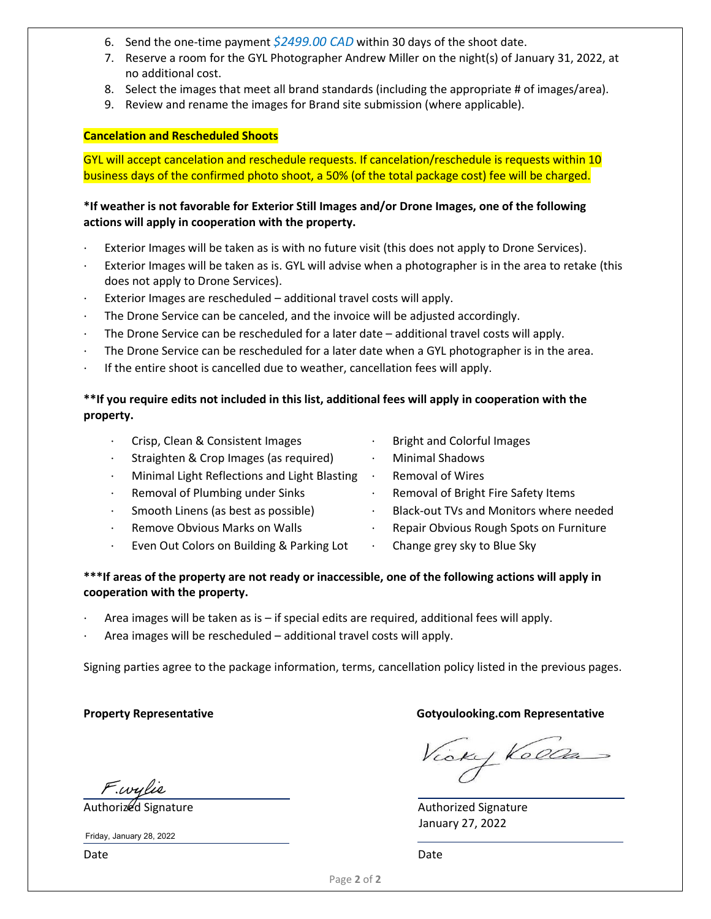6. Send the one-time payment *$2499.00 CAD* within 30 days of the shoot date.
7. Reserve a room for the GYL Photographer Andrew Miller on the night(s) of January 31, 2022, at no additional cost.
8. Select the images that meet all brand standards (including the appropriate # of images/area).
9. Review and rename the images for Brand site submission (where applicable).

**Cancelation and Rescheduled Shoots**

GYL will accept cancelation and reschedule requests. If cancelation/reschedule is requests within 10 business days of the confirmed photo shoot, a 50% (of the total package cost) fee will be charged.

**\*If weather is not favorable for Exterior Still Images and/or Drone Images, one of the following actions will apply in cooperation with the property.**

- Exterior Images will be taken as is with no future visit (this does not apply to Drone Services).
- Exterior Images will be taken as is. GYL will advise when a photographer is in the area to retake (this does not apply to Drone Services).
- Exterior Images are rescheduled – additional travel costs will apply.
- The Drone Service can be canceled, and the invoice will be adjusted accordingly.
- The Drone Service can be rescheduled for a later date – additional travel costs will apply.
- The Drone Service can be rescheduled for a later date when a GYL photographer is in the area.
- If the entire shoot is cancelled due to weather, cancellation fees will apply.

**\*\*If you require edits not included in this list, additional fees will apply in cooperation with the property.**

- Crisp, Clean & Consistent Images
- Straighten & Crop Images (as required)
- Minimal Light Reflections and Light Blasting
- Removal of Plumbing under Sinks
- Smooth Linens (as best as possible)
- Remove Obvious Marks on Walls
- Even Out Colors on Building & Parking Lot
- Bright and Colorful Images
- Minimal Shadows
- Removal of Wires
- Removal of Bright Fire Safety Items
- Black-out TVs and Monitors where needed
- Repair Obvious Rough Spots on Furniture
- Change grey sky to Blue Sky

**\*\*\*If areas of the property are not ready or inaccessible, one of the following actions will apply in cooperation with the property.**

- Area images will be taken as is – if special edits are required, additional fees will apply.
- Area images will be rescheduled – additional travel costs will apply.

Signing parties agree to the package information, terms, cancellation policy listed in the previous pages.

**Property Representative**

F.wylie

Authorized Signature

Friday, January 28, 2022

Date

**Gotyoulooking.com Representative**

Vicky Kolla

Authorized Signature

January 27, 2022

Date